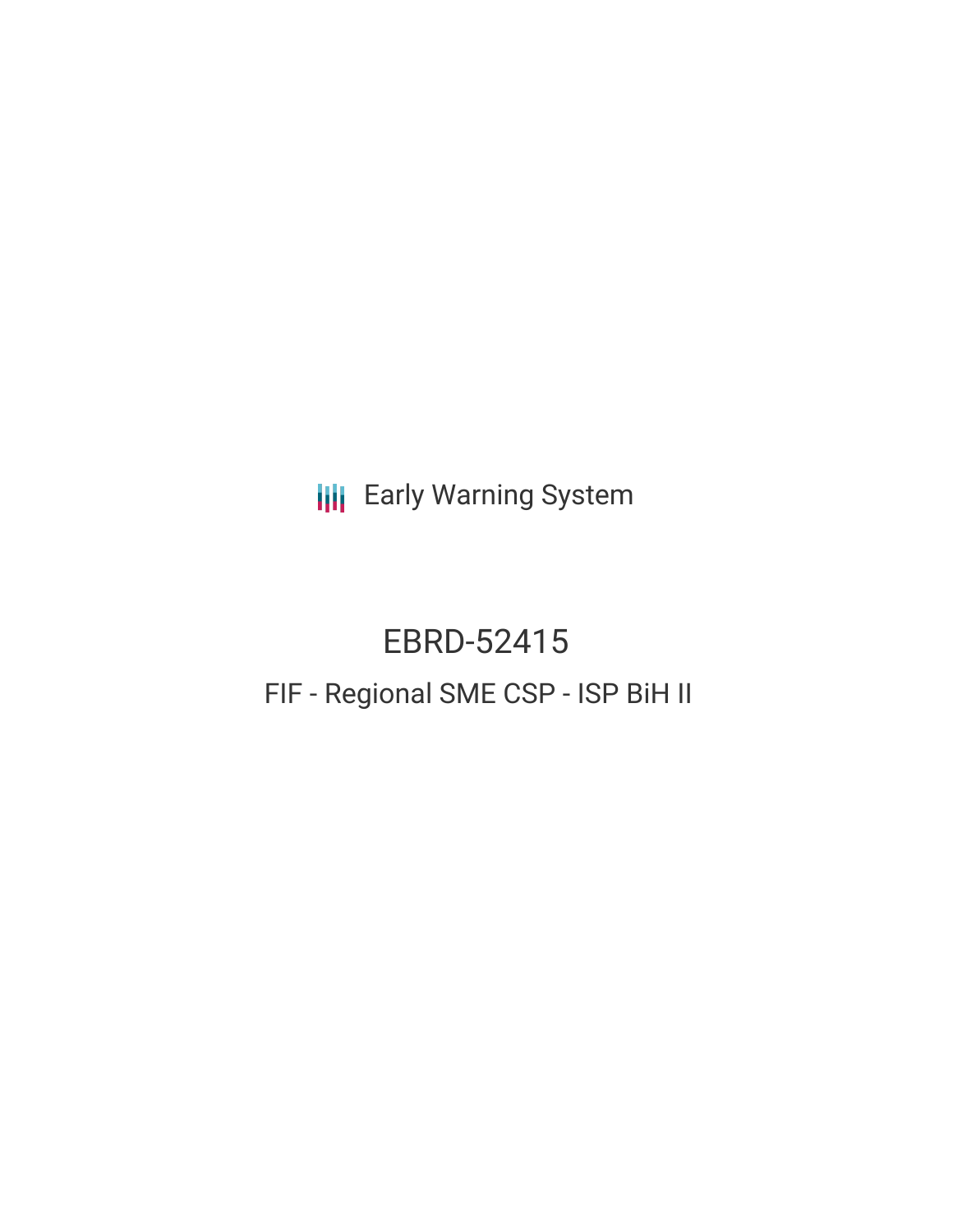Early Warning System

# EBRD-52415

## FIF - Regional SME CSP - ISP BiH II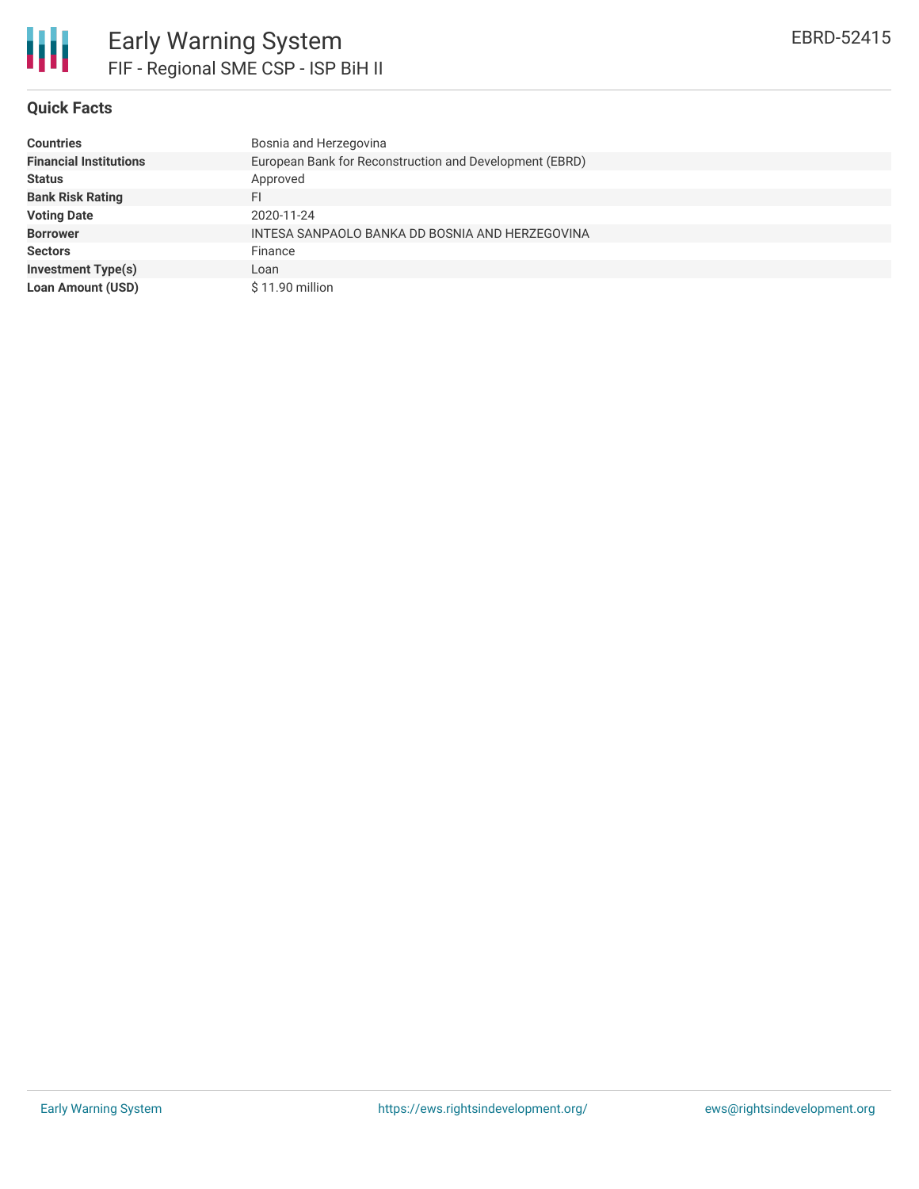# Early Warning System

## FIF - Regional SME CSP - ISP BiH II

EBRD-52415

### Quick Facts

| | |
|---|---|
| **Countries** | Bosnia and Herzegovina |
| **Financial Institutions** | European Bank for Reconstruction and Development (EBRD) |
| **Status** | Approved |
| **Bank Risk Rating** | FI |
| **Voting Date** | 2020-11-24 |
| **Borrower** | INTESA SANPAOLO BANKA DD BOSNIA AND HERZEGOVINA |
| **Sectors** | Finance |
| **Investment Type(s)** | Loan |
| **Loan Amount (USD)** | $ 11.90 million |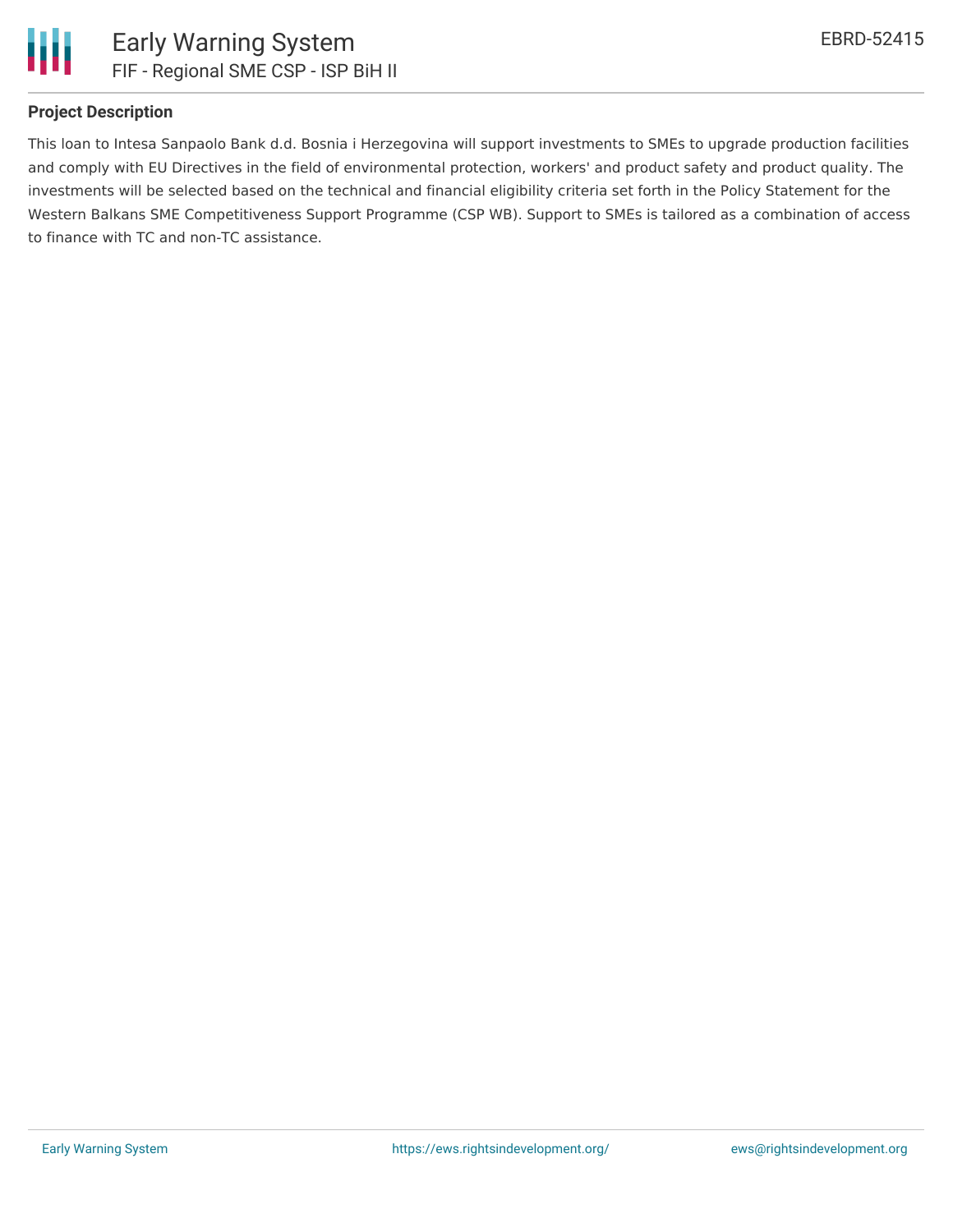## Project Description

This loan to Intesa Sanpaolo Bank d.d. Bosnia i Herzegovina will support investments to SMEs to upgrade production facilities and comply with EU Directives in the field of environmental protection, workers' and product safety and product quality. The investments will be selected based on the technical and financial eligibility criteria set forth in the Policy Statement for the Western Balkans SME Competitiveness Support Programme (CSP WB). Support to SMEs is tailored as a combination of access to finance with TC and non-TC assistance.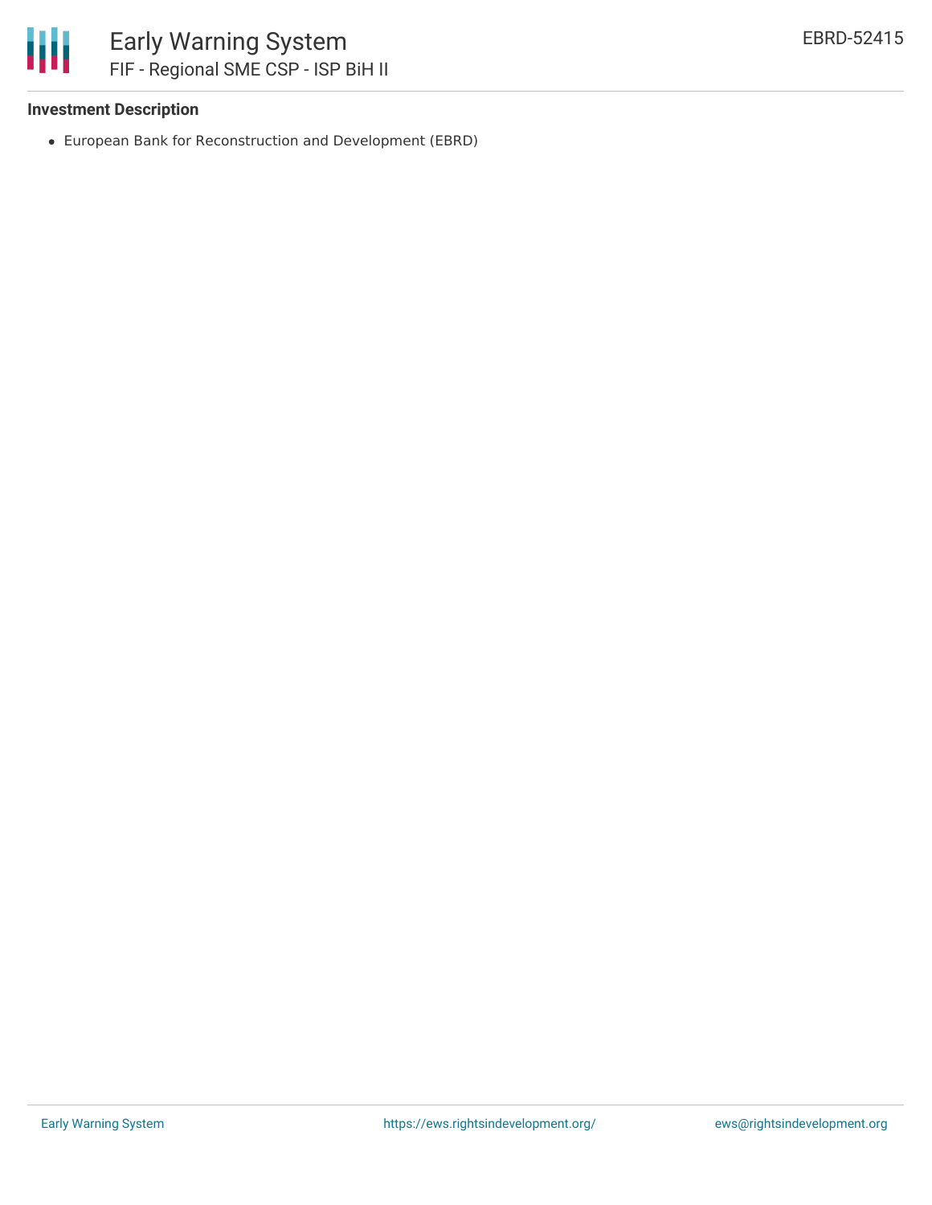### Investment Description

- European Bank for Reconstruction and Development (EBRD)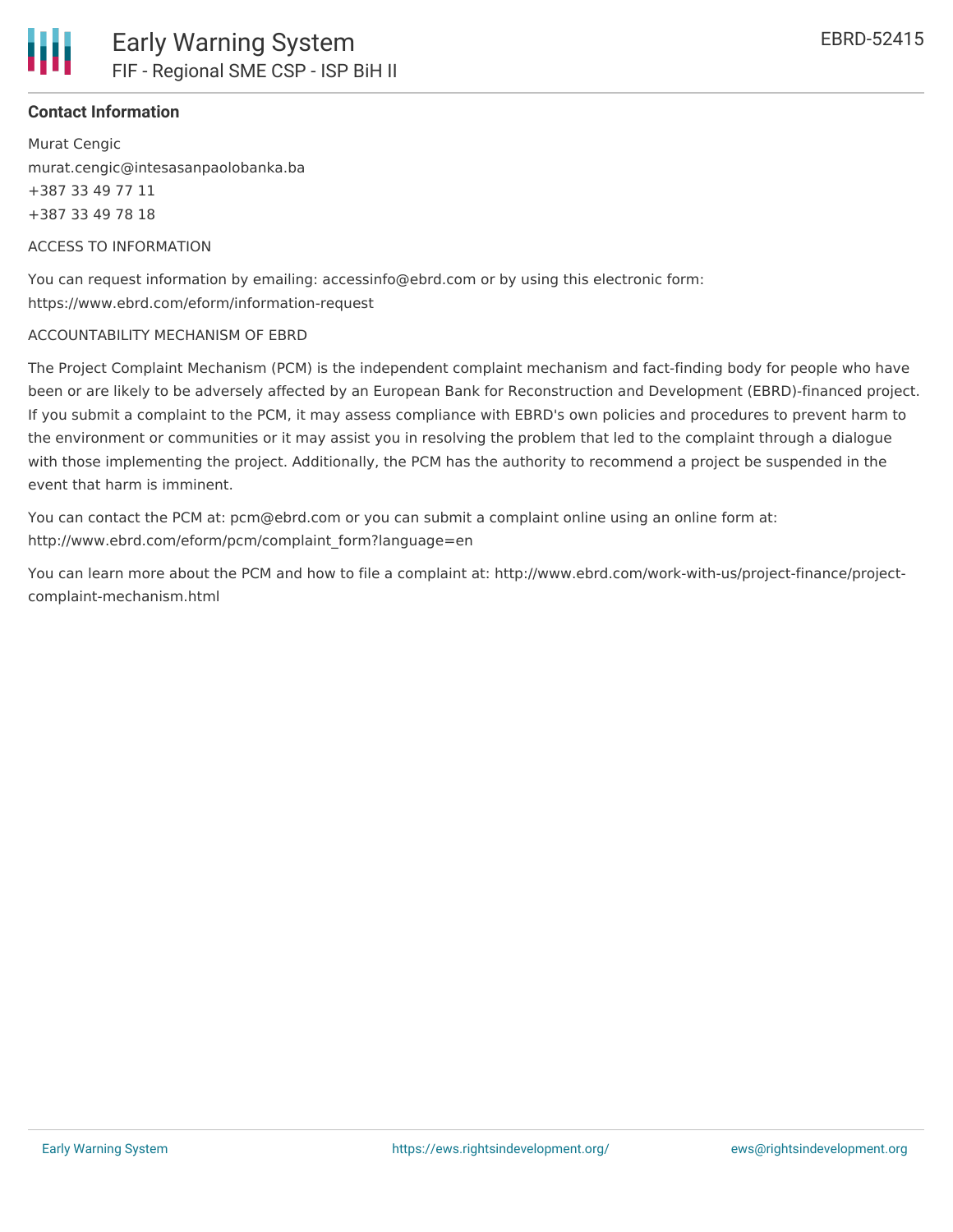**Contact Information**

Murat Cengic
murat.cengic@intesasanpaolobanka.ba
+387 33 49 77 11
+387 33 49 78 18

ACCESS TO INFORMATION

You can request information by emailing: accessinfo@ebrd.com or by using this electronic form: https://www.ebrd.com/eform/information-request

ACCOUNTABILITY MECHANISM OF EBRD

The Project Complaint Mechanism (PCM) is the independent complaint mechanism and fact-finding body for people who have been or are likely to be adversely affected by an European Bank for Reconstruction and Development (EBRD)-financed project. If you submit a complaint to the PCM, it may assess compliance with EBRD's own policies and procedures to prevent harm to the environment or communities or it may assist you in resolving the problem that led to the complaint through a dialogue with those implementing the project. Additionally, the PCM has the authority to recommend a project be suspended in the event that harm is imminent.

You can contact the PCM at: pcm@ebrd.com or you can submit a complaint online using an online form at: http://www.ebrd.com/eform/pcm/complaint_form?language=en

You can learn more about the PCM and how to file a complaint at: http://www.ebrd.com/work-with-us/project-finance/project-complaint-mechanism.html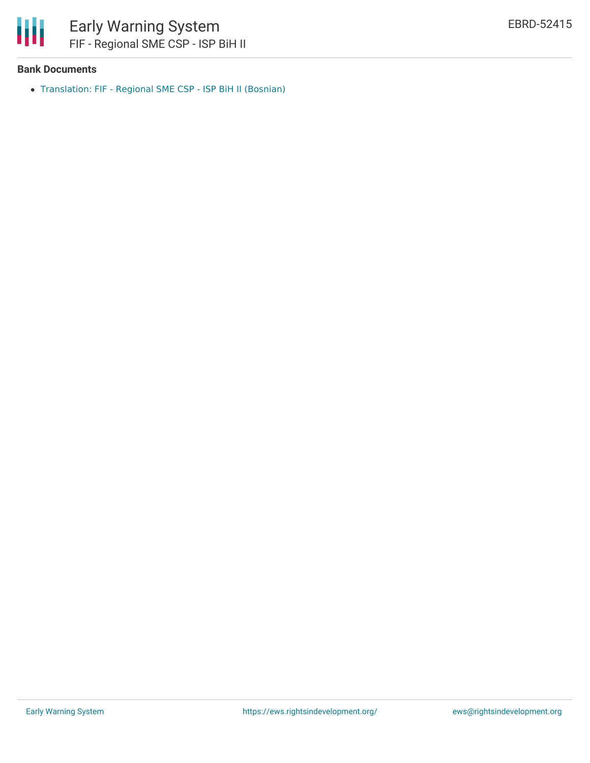**Bank Documents**

- Translation: FIF - Regional SME CSP - ISP BiH II (Bosnian)